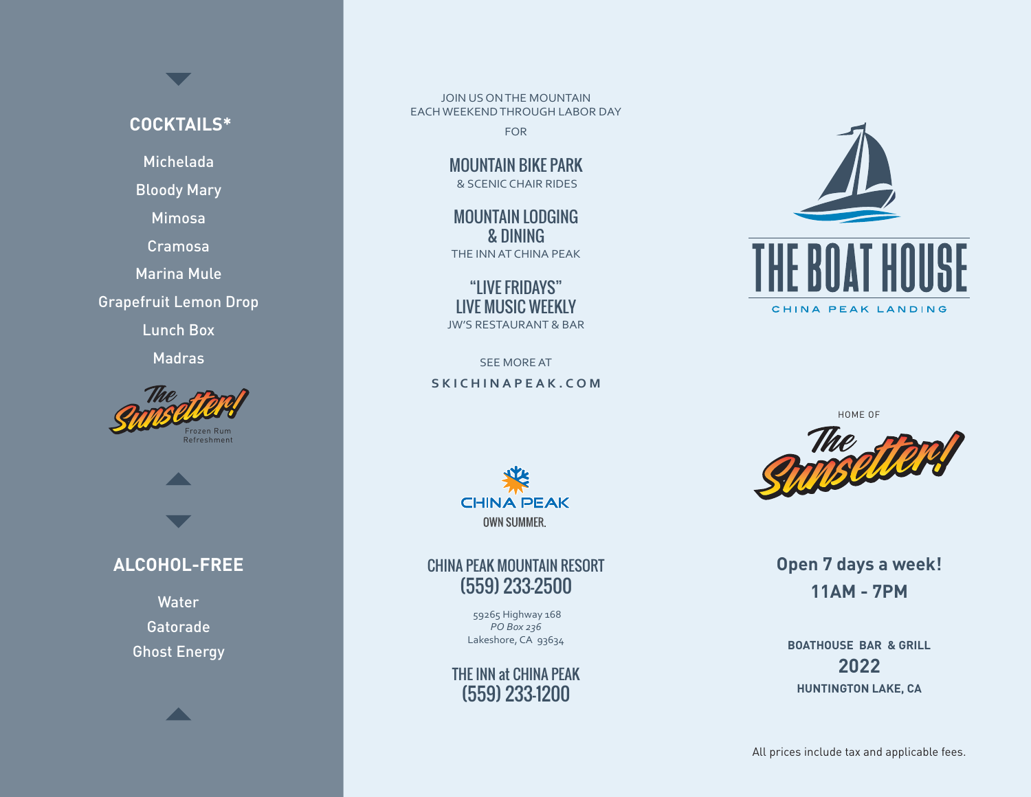## COCKTAILS*

Michelada

Bloody Mary

Mimosa

Cramosa

Marina Mule

Grapefruit Lemon Drop

Lunch Box

Madras

The Sunsetter!
Frozen Rum Refreshment

## ALCOHOL-FREE

Water

Gatorade

Ghost Energy

JOIN US ON THE MOUNTAIN
EACH WEEKEND THROUGH LABOR DAY

FOR

MOUNTAIN BIKE PARK
& SCENIC CHAIR RIDES

MOUNTAIN LODGING
& DINING
THE INN AT CHINA PEAK

"LIVE FRIDAYS"
LIVE MUSIC WEEKLY
JW'S RESTAURANT & BAR

SEE MORE AT
SKICHINAPEAK.COM

CHINA PEAK
OWN SUMMER.

CHINA PEAK MOUNTAIN RESORT
(559) 233-2500

59265 Highway 168
*PO Box 236*
Lakeshore, CA 93634

THE INN at CHINA PEAK
(559) 233-1200

# THE BOAT HOUSE

CHINA PEAK LANDING

HOME OF

The Sunsetter!

**Open 7 days a week!**
**11AM - 7PM**

**BOATHOUSE BAR & GRILL**
**2022**
**HUNTINGTON LAKE, CA**

All prices include tax and applicable fees.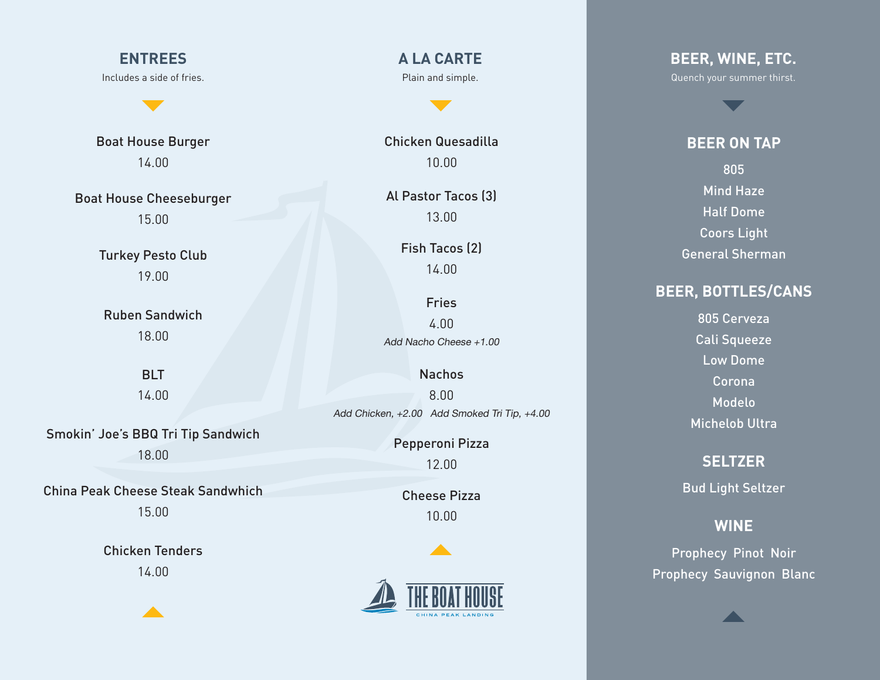## ENTREES

Includes a side of fries.

Boat House Burger
14.00

Boat House Cheeseburger
15.00

Turkey Pesto Club
19.00

Ruben Sandwich
18.00

BLT
14.00

Smokin' Joe's BBQ Tri Tip Sandwich
18.00

China Peak Cheese Steak Sandwhich
15.00

Chicken Tenders
14.00

## A LA CARTE

Plain and simple.

Chicken Quesadilla
10.00

Al Pastor Tacos (3)
13.00

Fish Tacos (2)
14.00

Fries
4.00
*Add Nacho Cheese +1.00*

Nachos
8.00
*Add Chicken, +2.00   Add Smoked Tri Tip, +4.00*

Pepperoni Pizza
12.00

Cheese Pizza
10.00

THE BOAT HOUSE
CHINA PEAK LANDING

## BEER, WINE, ETC.

Quench your summer thirst.

### BEER ON TAP

805
Mind Haze
Half Dome
Coors Light
General Sherman

### BEER, BOTTLES/CANS

805 Cerveza
Cali Squeeze
Low Dome
Corona
Modelo
Michelob Ultra

### SELTZER

Bud Light Seltzer

### WINE

Prophecy Pinot Noir
Prophecy Sauvignon Blanc